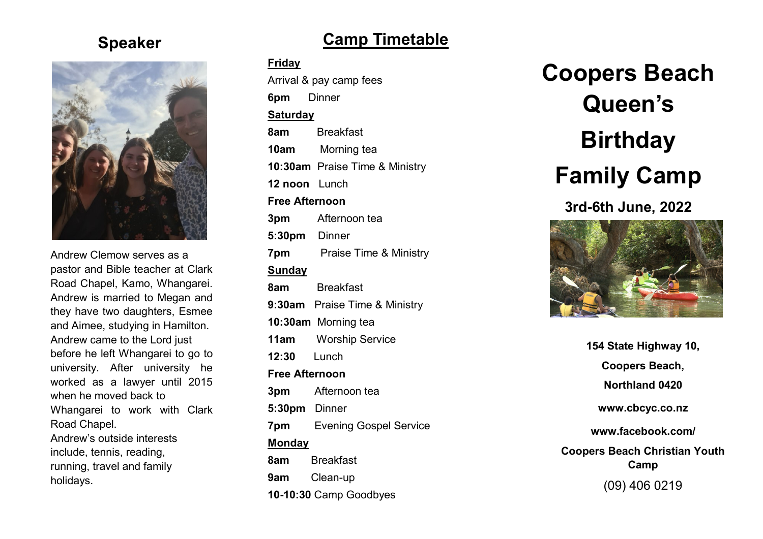## Speaker

Andrew Clemow serves as a pastor and Bible teacher at Clark Road Chapel, Kamo, Whangarei. Andrew is married to Megan and they have two daughters, Esmee and Aimee, studying in Hamilton. Andrew came to the Lord just before he left Whangarei to go to university. After university he worked as a lawyer until 2015 when he moved back to Whangarei to work with Clark Road Chapel.

Andrew's outside interests include, tennis, reading, running, travel and family holidays.

## Camp Timetable

**Friday**

Arrival & pay camp fees

**6pm** Dinner

**Saturday**

**8am** Breakfast

**10am** Morning tea

**10:30am** Praise Time & Ministry

**12 noon** Lunch

**Free Afternoon**

**3pm** Afternoon tea

**5:30pm** Dinner

**7pm** Praise Time & Ministry

**Sunday**

**8am** Breakfast

**9:30am** Praise Time & Ministry

**10:30am** Morning tea

**11am** Worship Service

**12:30** Lunch

**Free Afternoon**

**3pm** Afternoon tea

**5:30pm** Dinner

**7pm** Evening Gospel Service

**Monday**

**8am** Breakfast

**9am** Clean-up

**10-10:30** Camp Goodbyes

# Coopers Beach Queen's Birthday Family Camp

### 3rd-6th June, 2022

**154 State Highway 10,**

**Coopers Beach,**

**Northland 0420**

**www.cbcyc.co.nz**

**www.facebook.com/**

**Coopers Beach Christian Youth Camp**

(09) 406 0219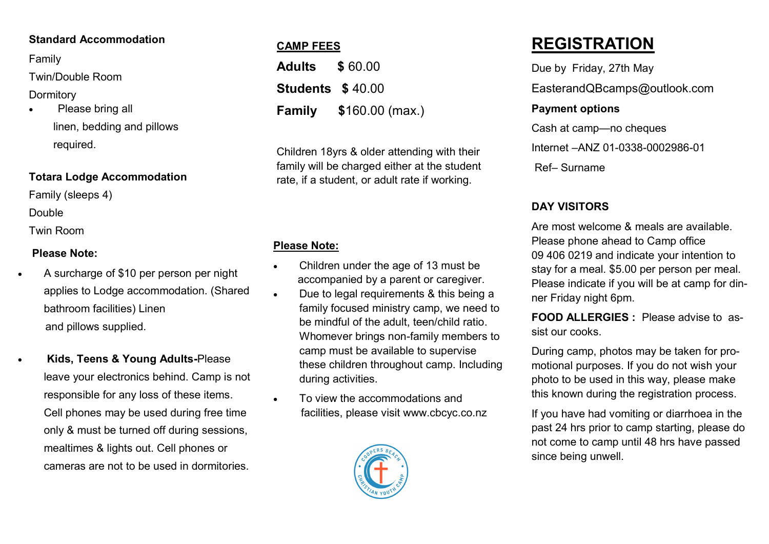**Standard Accommodation**

Family

Twin/Double Room

Dormitory

- Please bring all linen, bedding and pillows required.

**Totara Lodge Accommodation**

Family (sleeps 4)

Double

Twin Room

**Please Note:**

- A surcharge of $10 per person per night applies to Lodge accommodation. (Shared bathroom facilities) Linen and pillows supplied.
- **Kids, Teens & Young Adults-**Please leave your electronics behind. Camp is not responsible for any loss of these items. Cell phones may be used during free time only & must be turned off during sessions, mealtimes & lights out. Cell phones or cameras are not to be used in dormitories.

**CAMP FEES**

**Adults** **$** 60.00

**Students** **$** 40.00

**Family** **$**160.00 (max.)

Children 18yrs & older attending with their family will be charged either at the student rate, if a student, or adult rate if working.

**Please Note:**

- Children under the age of 13 must be accompanied by a parent or caregiver.
- Due to legal requirements & this being a family focused ministry camp, we need to be mindful of the adult, teen/child ratio. Whomever brings non-family members to camp must be available to supervise these children throughout camp. Including during activities.
- To view the accommodations and facilities, please visit www.cbcyc.co.nz

COOPERS BEACH CHRISTIAN YOUTH CAMP

# REGISTRATION

Due by Friday, 27th May

EasterandQBcamps@outlook.com

**Payment options**

Cash at camp—no cheques

Internet –ANZ 01-0338-0002986-01

Ref– Surname

**DAY VISITORS**

Are most welcome & meals are available. Please phone ahead to Camp office 09 406 0219 and indicate your intention to stay for a meal. $5.00 per person per meal. Please indicate if you will be at camp for dinner Friday night 6pm.

**FOOD ALLERGIES :** Please advise to assist our cooks.

During camp, photos may be taken for promotional purposes. If you do not wish your photo to be used in this way, please make this known during the registration process.

If you have had vomiting or diarrhoea in the past 24 hrs prior to camp starting, please do not come to camp until 48 hrs have passed since being unwell.